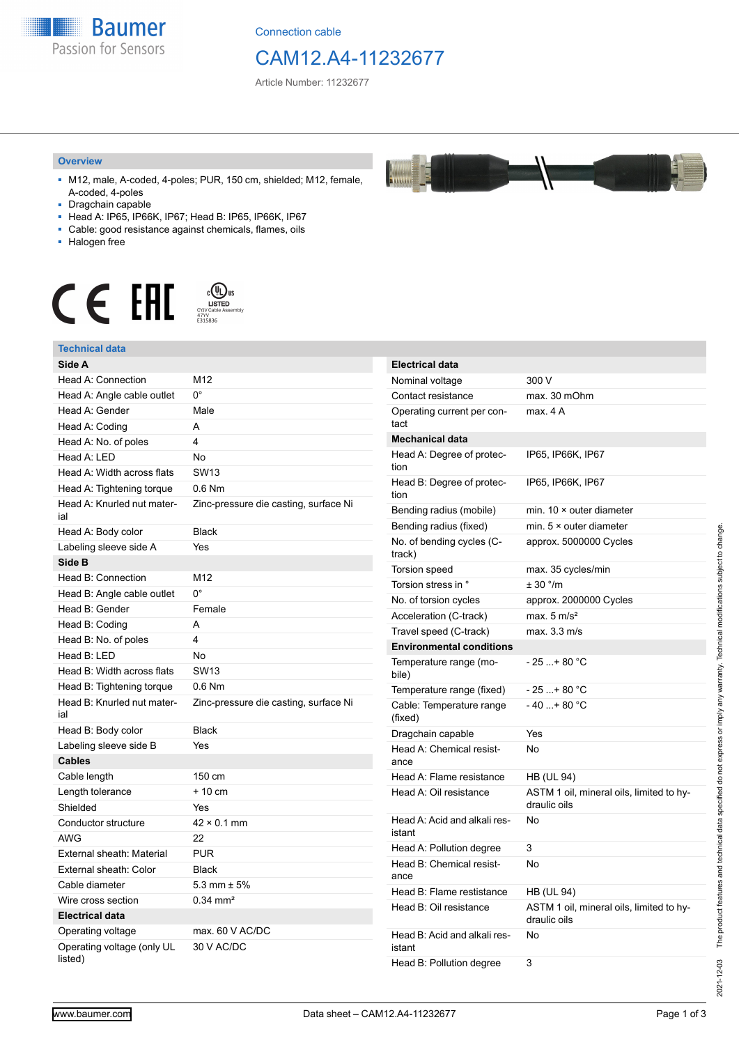Baumer
Passion for Sensors

Connection cable

# CAM12.A4-11232677

Article Number: 11232677

## Overview

- M12, male, A-coded, 4-poles; PUR, 150 cm, shielded; M12, female, A-coded, 4-poles
- Dragchain capable
- Head A: IP65, IP66K, IP67; Head B: IP65, IP66K, IP67
- Cable: good resistance against chemicals, flames, oils
- Halogen free

LISTED
CYJV Cable Assembly
47YV
E315836

## Technical data

| Side A | |
|---|---|
| Head A: Connection | M12 |
| Head A: Angle cable outlet | 0° |
| Head A: Gender | Male |
| Head A: Coding | A |
| Head A: No. of poles | 4 |
| Head A: LED | No |
| Head A: Width across flats | SW13 |
| Head A: Tightening torque | 0.6 Nm |
| Head A: Knurled nut material | Zinc-pressure die casting, surface Ni |
| Head A: Body color | Black |
| Labeling sleeve side A | Yes |
| **Side B** | |
| Head B: Connection | M12 |
| Head B: Angle cable outlet | 0° |
| Head B: Gender | Female |
| Head B: Coding | A |
| Head B: No. of poles | 4 |
| Head B: LED | No |
| Head B: Width across flats | SW13 |
| Head B: Tightening torque | 0.6 Nm |
| Head B: Knurled nut material | Zinc-pressure die casting, surface Ni |
| Head B: Body color | Black |
| Labeling sleeve side B | Yes |
| **Cables** | |
| Cable length | 150 cm |
| Length tolerance | + 10 cm |
| Shielded | Yes |
| Conductor structure | 42 × 0.1 mm |
| AWG | 22 |
| External sheath: Material | PUR |
| External sheath: Color | Black |
| Cable diameter | 5.3 mm ± 5% |
| Wire cross section | 0.34 mm² |
| **Electrical data** | |
| Operating voltage | max. 60 V AC/DC |
| Operating voltage (only UL listed) | 30 V AC/DC |

| Electrical data | |
|---|---|
| Nominal voltage | 300 V |
| Contact resistance | max. 30 mOhm |
| Operating current per contact | max. 4 A |
| **Mechanical data** | |
| Head A: Degree of protection | IP65, IP66K, IP67 |
| Head B: Degree of protection | IP65, IP66K, IP67 |
| Bending radius (mobile) | min. 10 × outer diameter |
| Bending radius (fixed) | min. 5 × outer diameter |
| No. of bending cycles (C-track) | approx. 5000000 Cycles |
| Torsion speed | max. 35 cycles/min |
| Torsion stress in ° | ± 30 °/m |
| No. of torsion cycles | approx. 2000000 Cycles |
| Acceleration (C-track) | max. 5 m/s² |
| Travel speed (C-track) | max. 3.3 m/s |
| **Environmental conditions** | |
| Temperature range (mobile) | - 25 ...+ 80 °C |
| Temperature range (fixed) | - 25 ...+ 80 °C |
| Cable: Temperature range (fixed) | - 40 ...+ 80 °C |
| Dragchain capable | Yes |
| Head A: Chemical resistance | No |
| Head A: Flame resistance | HB (UL 94) |
| Head A: Oil resistance | ASTM 1 oil, mineral oils, limited to hydraulic oils |
| Head A: Acid and alkali resistant | No |
| Head A: Pollution degree | 3 |
| Head B: Chemical resistance | No |
| Head B: Flame resistance | HB (UL 94) |
| Head B: Oil resistance | ASTM 1 oil, mineral oils, limited to hydraulic oils |
| Head B: Acid and alkali resistant | No |
| Head B: Pollution degree | 3 |

2021-12-03 The product features and technical data specified do not express or imply any warranty. Technical modifications subject to change.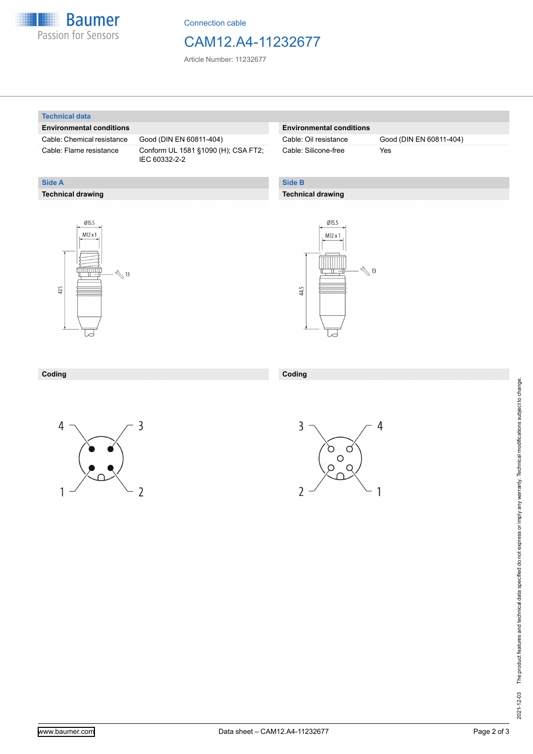Connection cable

# CAM12.A4-11232677

Article Number: 11232677

## Technical data

| Environmental conditions | | Environmental conditions | |
|---|---|---|---|
| Cable: Chemical resistance | Good (DIN EN 60811-404) | Cable: Oil resistance | Good (DIN EN 60811-404) |
| Cable: Flame resistance | Conform UL 1581 §1090 (H); CSA FT2; IEC 60332-2-2 | Cable: Silicone-free | Yes |

## Side A

### Technical drawing

Ø15.5
M12 x 1
47.5
13

### Coding

4 3
1 2

## Side B

### Technical drawing

Ø15.5
M12 x 1
44.5
13

### Coding

3 4
2 1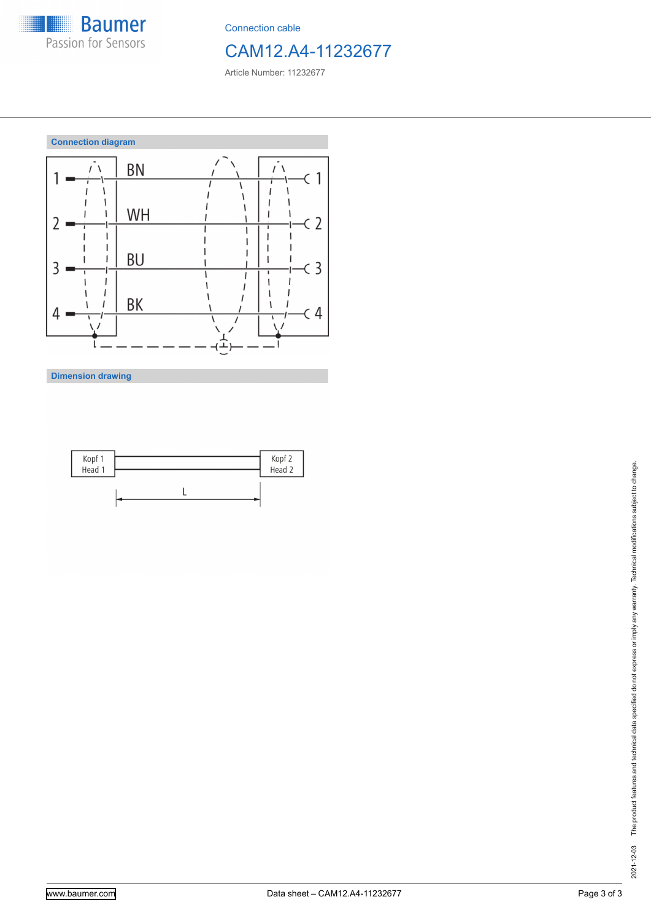Connection cable

# CAM12.A4-11232677

Article Number: 11232677

## Connection diagram

1 BN 1
2 WH 2
3 BU 3
4 BK 4

## Dimension drawing

Kopf 1
Head 1

Kopf 2
Head 2

L

2021-12-03 The product features and technical data specified do not express or imply any warranty. Technical modifications subject to change.

www.baumer.com

Data sheet – CAM12.A4-11232677